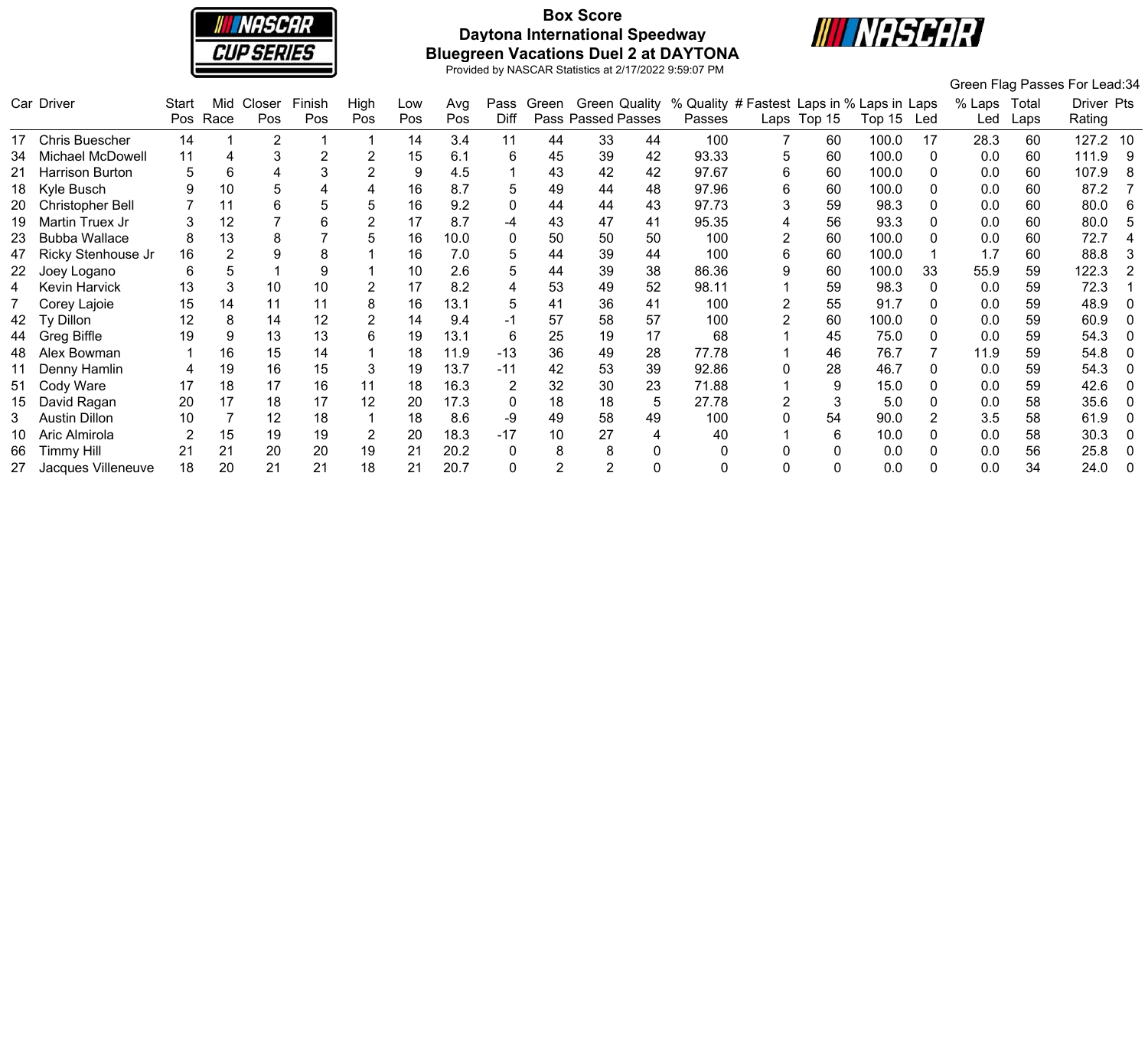# Box Score

## Daytona International Speedway

## Bluegreen Vacations Duel 2 at DAYTONA

Provided by NASCAR Statistics at 2/17/2022 9:59:07 PM

Green Flag Passes For Lead:34

| Car | Driver | Start Pos | Mid Race | Closer Pos | Finish Pos | High Pos | Low Pos | Avg Pos | Pass Diff | Green Pass | Green Passed | Quality Passes | % Quality Passes | # Fastest Laps | Laps in Top 15 | % Laps in Top 15 | Laps Led | % Laps Led | Total Laps | Driver Rating | Pts |
|---|---|---|---|---|---|---|---|---|---|---|---|---|---|---|---|---|---|---|---|---|---|
| 17 | Chris Buescher | 14 | 1 | 2 | 1 | 1 | 14 | 3.4 | 11 | 44 | 33 | 44 | 100 | 7 | 60 | 100.0 | 17 | 28.3 | 60 | 127.2 | 10 |
| 34 | Michael McDowell | 11 | 4 | 3 | 2 | 2 | 15 | 6.1 | 6 | 45 | 39 | 42 | 93.33 | 5 | 60 | 100.0 | 0 | 0.0 | 60 | 111.9 | 9 |
| 21 | Harrison Burton | 5 | 6 | 4 | 3 | 2 | 9 | 4.5 | 1 | 43 | 42 | 42 | 97.67 | 6 | 60 | 100.0 | 0 | 0.0 | 60 | 107.9 | 8 |
| 18 | Kyle Busch | 9 | 10 | 5 | 4 | 4 | 16 | 8.7 | 5 | 49 | 44 | 48 | 97.96 | 6 | 60 | 100.0 | 0 | 0.0 | 60 | 87.2 | 7 |
| 20 | Christopher Bell | 7 | 11 | 6 | 5 | 5 | 16 | 9.2 | 0 | 44 | 44 | 43 | 97.73 | 3 | 59 | 98.3 | 0 | 0.0 | 60 | 80.0 | 6 |
| 19 | Martin Truex Jr | 3 | 12 | 7 | 6 | 2 | 17 | 8.7 | -4 | 43 | 47 | 41 | 95.35 | 4 | 56 | 93.3 | 0 | 0.0 | 60 | 80.0 | 5 |
| 23 | Bubba Wallace | 8 | 13 | 8 | 7 | 5 | 16 | 10.0 | 0 | 50 | 50 | 50 | 100 | 2 | 60 | 100.0 | 0 | 0.0 | 60 | 72.7 | 4 |
| 47 | Ricky Stenhouse Jr | 16 | 2 | 9 | 8 | 1 | 16 | 7.0 | 5 | 44 | 39 | 44 | 100 | 6 | 60 | 100.0 | 1 | 1.7 | 60 | 88.8 | 3 |
| 22 | Joey Logano | 6 | 5 | 1 | 9 | 1 | 10 | 2.6 | 5 | 44 | 39 | 38 | 86.36 | 9 | 60 | 100.0 | 33 | 55.9 | 59 | 122.3 | 2 |
| 4 | Kevin Harvick | 13 | 3 | 10 | 10 | 2 | 17 | 8.2 | 4 | 53 | 49 | 52 | 98.11 | 1 | 59 | 98.3 | 0 | 0.0 | 59 | 72.3 | 1 |
| 7 | Corey Lajoie | 15 | 14 | 11 | 11 | 8 | 16 | 13.1 | 5 | 41 | 36 | 41 | 100 | 2 | 55 | 91.7 | 0 | 0.0 | 59 | 48.9 | 0 |
| 42 | Ty Dillon | 12 | 8 | 14 | 12 | 2 | 14 | 9.4 | -1 | 57 | 58 | 57 | 100 | 2 | 60 | 100.0 | 0 | 0.0 | 59 | 60.9 | 0 |
| 44 | Greg Biffle | 19 | 9 | 13 | 13 | 6 | 19 | 13.1 | 6 | 25 | 19 | 17 | 68 | 1 | 45 | 75.0 | 0 | 0.0 | 59 | 54.3 | 0 |
| 48 | Alex Bowman | 1 | 16 | 15 | 14 | 1 | 18 | 11.9 | -13 | 36 | 49 | 28 | 77.78 | 1 | 46 | 76.7 | 7 | 11.9 | 59 | 54.8 | 0 |
| 11 | Denny Hamlin | 4 | 19 | 16 | 15 | 3 | 19 | 13.7 | -11 | 42 | 53 | 39 | 92.86 | 0 | 28 | 46.7 | 0 | 0.0 | 59 | 54.3 | 0 |
| 51 | Cody Ware | 17 | 18 | 17 | 16 | 11 | 18 | 16.3 | 2 | 32 | 30 | 23 | 71.88 | 1 | 9 | 15.0 | 0 | 0.0 | 59 | 42.6 | 0 |
| 15 | David Ragan | 20 | 17 | 18 | 17 | 12 | 20 | 17.3 | 0 | 18 | 18 | 5 | 27.78 | 2 | 3 | 5.0 | 0 | 0.0 | 58 | 35.6 | 0 |
| 3 | Austin Dillon | 10 | 7 | 12 | 18 | 1 | 18 | 8.6 | -9 | 49 | 58 | 49 | 100 | 0 | 54 | 90.0 | 2 | 3.5 | 58 | 61.9 | 0 |
| 10 | Aric Almirola | 2 | 15 | 19 | 19 | 2 | 20 | 18.3 | -17 | 10 | 27 | 4 | 40 | 1 | 6 | 10.0 | 0 | 0.0 | 58 | 30.3 | 0 |
| 66 | Timmy Hill | 21 | 21 | 20 | 20 | 19 | 21 | 20.2 | 0 | 8 | 8 | 0 | 0 | 0 | 0 | 0.0 | 0 | 0.0 | 56 | 25.8 | 0 |
| 27 | Jacques Villeneuve | 18 | 20 | 21 | 21 | 18 | 21 | 20.7 | 0 | 2 | 2 | 0 | 0 | 0 | 0 | 0.0 | 0 | 0.0 | 34 | 24.0 | 0 |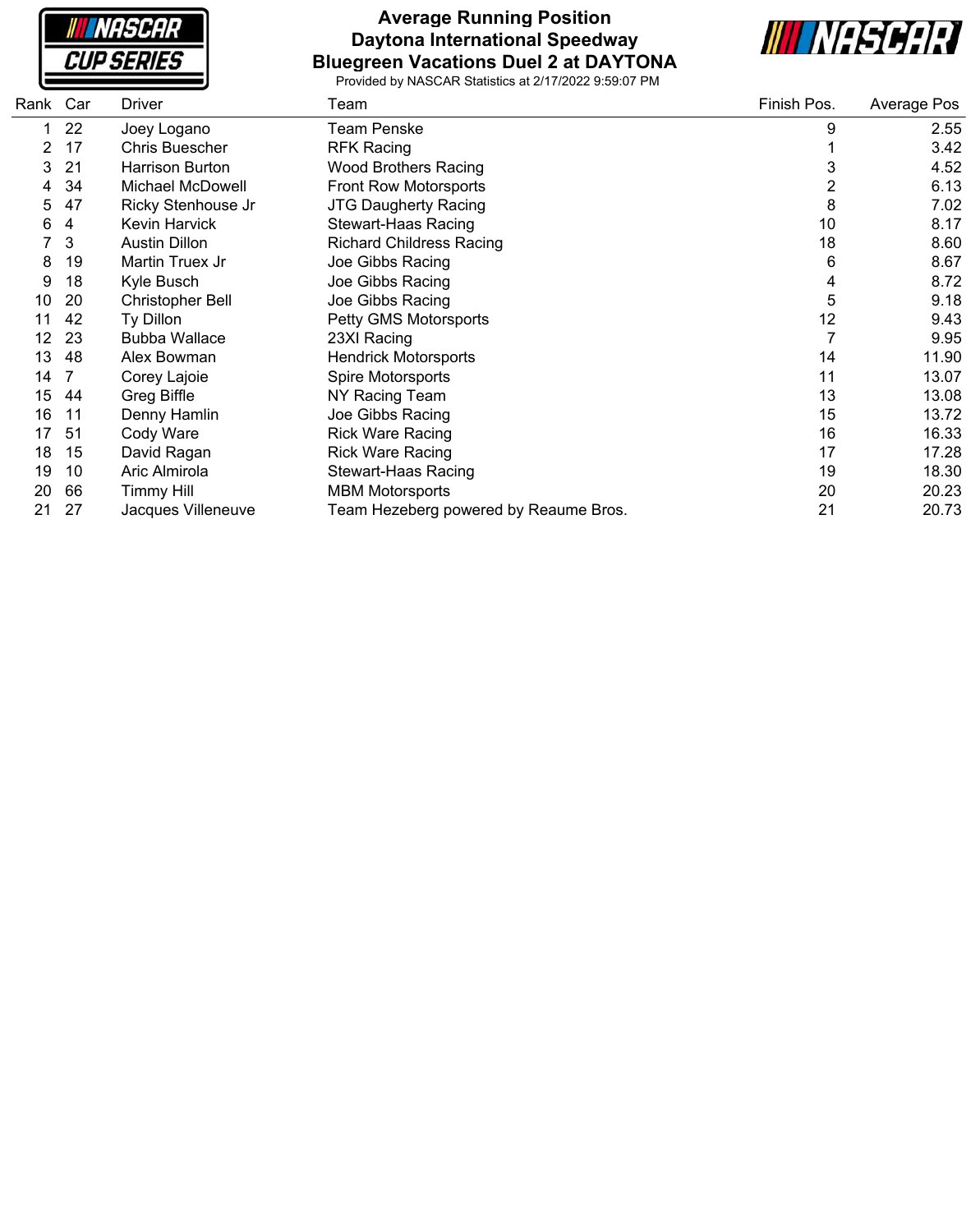# Average Running Position
## Daytona International Speedway
## Bluegreen Vacations Duel 2 at DAYTONA

Provided by NASCAR Statistics at 2/17/2022 9:59:07 PM

| Rank | Car | Driver | Team | Finish Pos. | Average Pos |
|---|---|---|---|---|---|
| 1 | 22 | Joey Logano | Team Penske | 9 | 2.55 |
| 2 | 17 | Chris Buescher | RFK Racing | 1 | 3.42 |
| 3 | 21 | Harrison Burton | Wood Brothers Racing | 3 | 4.52 |
| 4 | 34 | Michael McDowell | Front Row Motorsports | 2 | 6.13 |
| 5 | 47 | Ricky Stenhouse Jr | JTG Daugherty Racing | 8 | 7.02 |
| 6 | 4 | Kevin Harvick | Stewart-Haas Racing | 10 | 8.17 |
| 7 | 3 | Austin Dillon | Richard Childress Racing | 18 | 8.60 |
| 8 | 19 | Martin Truex Jr | Joe Gibbs Racing | 6 | 8.67 |
| 9 | 18 | Kyle Busch | Joe Gibbs Racing | 4 | 8.72 |
| 10 | 20 | Christopher Bell | Joe Gibbs Racing | 5 | 9.18 |
| 11 | 42 | Ty Dillon | Petty GMS Motorsports | 12 | 9.43 |
| 12 | 23 | Bubba Wallace | 23XI Racing | 7 | 9.95 |
| 13 | 48 | Alex Bowman | Hendrick Motorsports | 14 | 11.90 |
| 14 | 7 | Corey Lajoie | Spire Motorsports | 11 | 13.07 |
| 15 | 44 | Greg Biffle | NY Racing Team | 13 | 13.08 |
| 16 | 11 | Denny Hamlin | Joe Gibbs Racing | 15 | 13.72 |
| 17 | 51 | Cody Ware | Rick Ware Racing | 16 | 16.33 |
| 18 | 15 | David Ragan | Rick Ware Racing | 17 | 17.28 |
| 19 | 10 | Aric Almirola | Stewart-Haas Racing | 19 | 18.30 |
| 20 | 66 | Timmy Hill | MBM Motorsports | 20 | 20.23 |
| 21 | 27 | Jacques Villeneuve | Team Hezeberg powered by Reaume Bros. | 21 | 20.73 |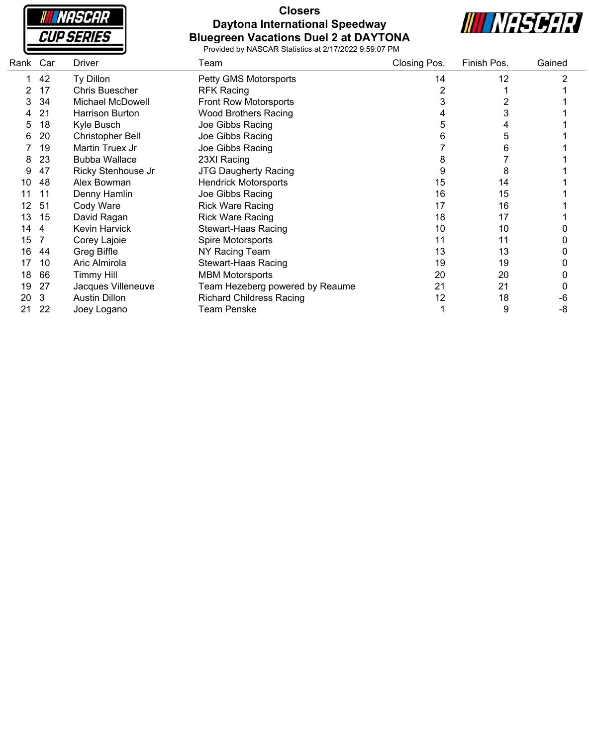# Closers

## Daytona International Speedway

## Bluegreen Vacations Duel 2 at DAYTONA

Provided by NASCAR Statistics at 2/17/2022 9:59:07 PM

| Rank | Car | Driver | Team | Closing Pos. | Finish Pos. | Gained |
|---|---|---|---|---|---|---|
| 1 | 42 | Ty Dillon | Petty GMS Motorsports | 14 | 12 | 2 |
| 2 | 17 | Chris Buescher | RFK Racing | 2 | 1 | 1 |
| 3 | 34 | Michael McDowell | Front Row Motorsports | 3 | 2 | 1 |
| 4 | 21 | Harrison Burton | Wood Brothers Racing | 4 | 3 | 1 |
| 5 | 18 | Kyle Busch | Joe Gibbs Racing | 5 | 4 | 1 |
| 6 | 20 | Christopher Bell | Joe Gibbs Racing | 6 | 5 | 1 |
| 7 | 19 | Martin Truex Jr | Joe Gibbs Racing | 7 | 6 | 1 |
| 8 | 23 | Bubba Wallace | 23XI Racing | 8 | 7 | 1 |
| 9 | 47 | Ricky Stenhouse Jr | JTG Daugherty Racing | 9 | 8 | 1 |
| 10 | 48 | Alex Bowman | Hendrick Motorsports | 15 | 14 | 1 |
| 11 | 11 | Denny Hamlin | Joe Gibbs Racing | 16 | 15 | 1 |
| 12 | 51 | Cody Ware | Rick Ware Racing | 17 | 16 | 1 |
| 13 | 15 | David Ragan | Rick Ware Racing | 18 | 17 | 1 |
| 14 | 4 | Kevin Harvick | Stewart-Haas Racing | 10 | 10 | 0 |
| 15 | 7 | Corey Lajoie | Spire Motorsports | 11 | 11 | 0 |
| 16 | 44 | Greg Biffle | NY Racing Team | 13 | 13 | 0 |
| 17 | 10 | Aric Almirola | Stewart-Haas Racing | 19 | 19 | 0 |
| 18 | 66 | Timmy Hill | MBM Motorsports | 20 | 20 | 0 |
| 19 | 27 | Jacques Villeneuve | Team Hezeberg powered by Reaume | 21 | 21 | 0 |
| 20 | 3 | Austin Dillon | Richard Childress Racing | 12 | 18 | -6 |
| 21 | 22 | Joey Logano | Team Penske | 1 | 9 | -8 |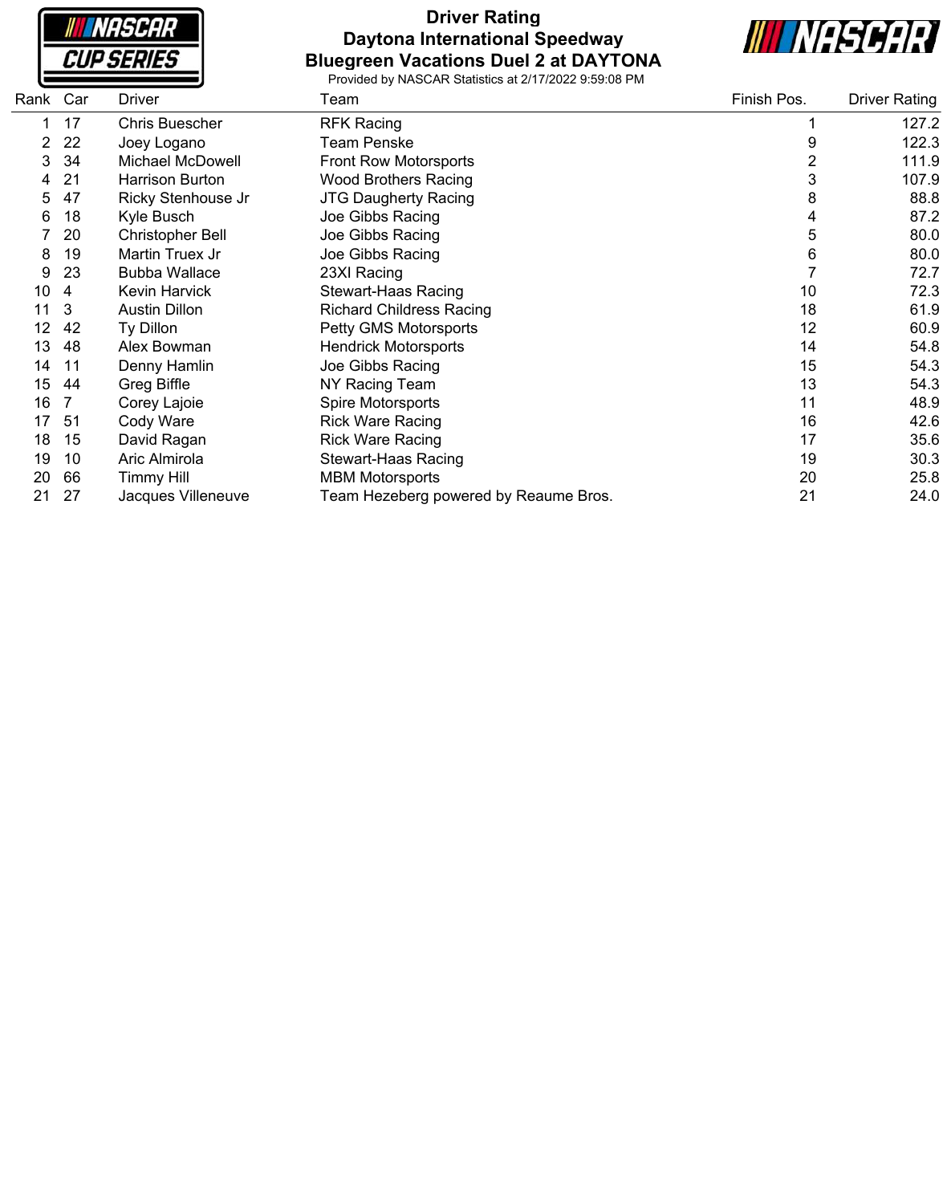# Driver Rating

## Daytona International Speedway

## Bluegreen Vacations Duel 2 at DAYTONA

Provided by NASCAR Statistics at 2/17/2022 9:59:08 PM

| Rank | Car | Driver | Team | Finish Pos. | Driver Rating |
|---|---|---|---|---|---|
| 1 | 17 | Chris Buescher | RFK Racing | 1 | 127.2 |
| 2 | 22 | Joey Logano | Team Penske | 9 | 122.3 |
| 3 | 34 | Michael McDowell | Front Row Motorsports | 2 | 111.9 |
| 4 | 21 | Harrison Burton | Wood Brothers Racing | 3 | 107.9 |
| 5 | 47 | Ricky Stenhouse Jr | JTG Daugherty Racing | 8 | 88.8 |
| 6 | 18 | Kyle Busch | Joe Gibbs Racing | 4 | 87.2 |
| 7 | 20 | Christopher Bell | Joe Gibbs Racing | 5 | 80.0 |
| 8 | 19 | Martin Truex Jr | Joe Gibbs Racing | 6 | 80.0 |
| 9 | 23 | Bubba Wallace | 23XI Racing | 7 | 72.7 |
| 10 | 4 | Kevin Harvick | Stewart-Haas Racing | 10 | 72.3 |
| 11 | 3 | Austin Dillon | Richard Childress Racing | 18 | 61.9 |
| 12 | 42 | Ty Dillon | Petty GMS Motorsports | 12 | 60.9 |
| 13 | 48 | Alex Bowman | Hendrick Motorsports | 14 | 54.8 |
| 14 | 11 | Denny Hamlin | Joe Gibbs Racing | 15 | 54.3 |
| 15 | 44 | Greg Biffle | NY Racing Team | 13 | 54.3 |
| 16 | 7 | Corey Lajoie | Spire Motorsports | 11 | 48.9 |
| 17 | 51 | Cody Ware | Rick Ware Racing | 16 | 42.6 |
| 18 | 15 | David Ragan | Rick Ware Racing | 17 | 35.6 |
| 19 | 10 | Aric Almirola | Stewart-Haas Racing | 19 | 30.3 |
| 20 | 66 | Timmy Hill | MBM Motorsports | 20 | 25.8 |
| 21 | 27 | Jacques Villeneuve | Team Hezeberg powered by Reaume Bros. | 21 | 24.0 |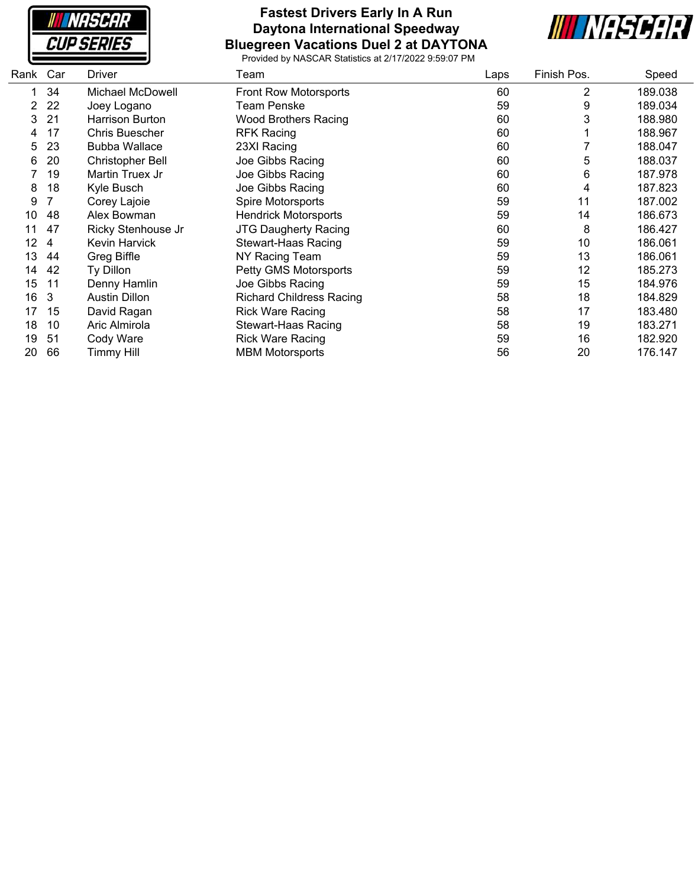# Fastest Drivers Early In A Run
## Daytona International Speedway
## Bluegreen Vacations Duel 2 at DAYTONA

Provided by NASCAR Statistics at 2/17/2022 9:59:07 PM

| Rank | Car | Driver | Team | Laps | Finish Pos. | Speed |
|---|---|---|---|---|---|---|
| 1 | 34 | Michael McDowell | Front Row Motorsports | 60 | 2 | 189.038 |
| 2 | 22 | Joey Logano | Team Penske | 59 | 9 | 189.034 |
| 3 | 21 | Harrison Burton | Wood Brothers Racing | 60 | 3 | 188.980 |
| 4 | 17 | Chris Buescher | RFK Racing | 60 | 1 | 188.967 |
| 5 | 23 | Bubba Wallace | 23XI Racing | 60 | 7 | 188.047 |
| 6 | 20 | Christopher Bell | Joe Gibbs Racing | 60 | 5 | 188.037 |
| 7 | 19 | Martin Truex Jr | Joe Gibbs Racing | 60 | 6 | 187.978 |
| 8 | 18 | Kyle Busch | Joe Gibbs Racing | 60 | 4 | 187.823 |
| 9 | 7 | Corey Lajoie | Spire Motorsports | 59 | 11 | 187.002 |
| 10 | 48 | Alex Bowman | Hendrick Motorsports | 59 | 14 | 186.673 |
| 11 | 47 | Ricky Stenhouse Jr | JTG Daugherty Racing | 60 | 8 | 186.427 |
| 12 | 4 | Kevin Harvick | Stewart-Haas Racing | 59 | 10 | 186.061 |
| 13 | 44 | Greg Biffle | NY Racing Team | 59 | 13 | 186.061 |
| 14 | 42 | Ty Dillon | Petty GMS Motorsports | 59 | 12 | 185.273 |
| 15 | 11 | Denny Hamlin | Joe Gibbs Racing | 59 | 15 | 184.976 |
| 16 | 3 | Austin Dillon | Richard Childress Racing | 58 | 18 | 184.829 |
| 17 | 15 | David Ragan | Rick Ware Racing | 58 | 17 | 183.480 |
| 18 | 10 | Aric Almirola | Stewart-Haas Racing | 58 | 19 | 183.271 |
| 19 | 51 | Cody Ware | Rick Ware Racing | 59 | 16 | 182.920 |
| 20 | 66 | Timmy Hill | MBM Motorsports | 56 | 20 | 176.147 |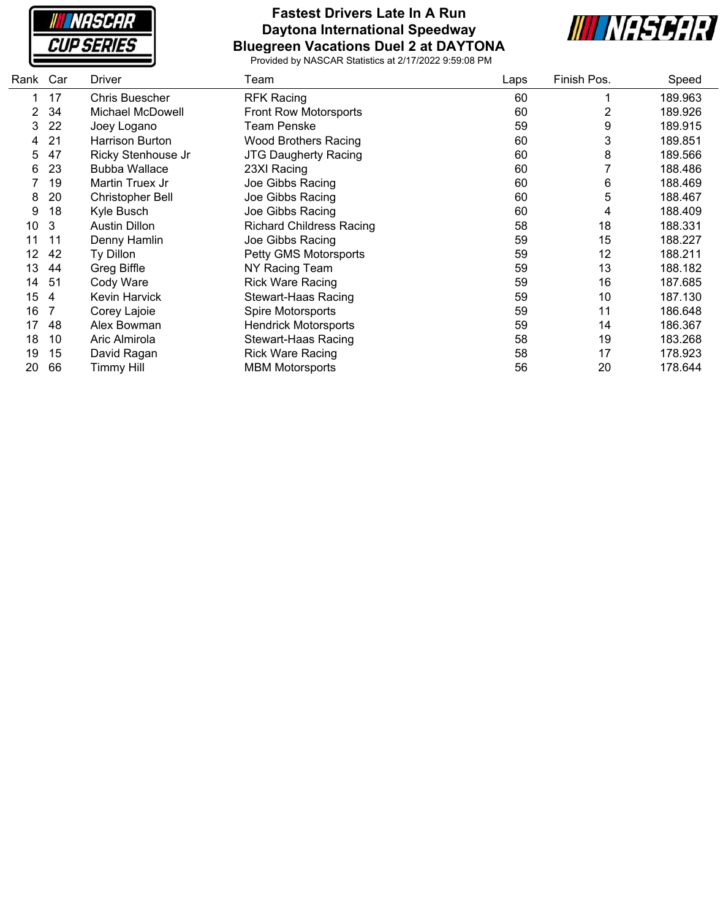# Fastest Drivers Late In A Run

## Daytona International Speedway

## Bluegreen Vacations Duel 2 at DAYTONA

Provided by NASCAR Statistics at 2/17/2022 9:59:08 PM

| Rank | Car | Driver | Team | Laps | Finish Pos. | Speed |
|---|---|---|---|---|---|---|
| 1 | 17 | Chris Buescher | RFK Racing | 60 | 1 | 189.963 |
| 2 | 34 | Michael McDowell | Front Row Motorsports | 60 | 2 | 189.926 |
| 3 | 22 | Joey Logano | Team Penske | 59 | 9 | 189.915 |
| 4 | 21 | Harrison Burton | Wood Brothers Racing | 60 | 3 | 189.851 |
| 5 | 47 | Ricky Stenhouse Jr | JTG Daugherty Racing | 60 | 8 | 189.566 |
| 6 | 23 | Bubba Wallace | 23XI Racing | 60 | 7 | 188.486 |
| 7 | 19 | Martin Truex Jr | Joe Gibbs Racing | 60 | 6 | 188.469 |
| 8 | 20 | Christopher Bell | Joe Gibbs Racing | 60 | 5 | 188.467 |
| 9 | 18 | Kyle Busch | Joe Gibbs Racing | 60 | 4 | 188.409 |
| 10 | 3 | Austin Dillon | Richard Childress Racing | 58 | 18 | 188.331 |
| 11 | 11 | Denny Hamlin | Joe Gibbs Racing | 59 | 15 | 188.227 |
| 12 | 42 | Ty Dillon | Petty GMS Motorsports | 59 | 12 | 188.211 |
| 13 | 44 | Greg Biffle | NY Racing Team | 59 | 13 | 188.182 |
| 14 | 51 | Cody Ware | Rick Ware Racing | 59 | 16 | 187.685 |
| 15 | 4 | Kevin Harvick | Stewart-Haas Racing | 59 | 10 | 187.130 |
| 16 | 7 | Corey Lajoie | Spire Motorsports | 59 | 11 | 186.648 |
| 17 | 48 | Alex Bowman | Hendrick Motorsports | 59 | 14 | 186.367 |
| 18 | 10 | Aric Almirola | Stewart-Haas Racing | 58 | 19 | 183.268 |
| 19 | 15 | David Ragan | Rick Ware Racing | 58 | 17 | 178.923 |
| 20 | 66 | Timmy Hill | MBM Motorsports | 56 | 20 | 178.644 |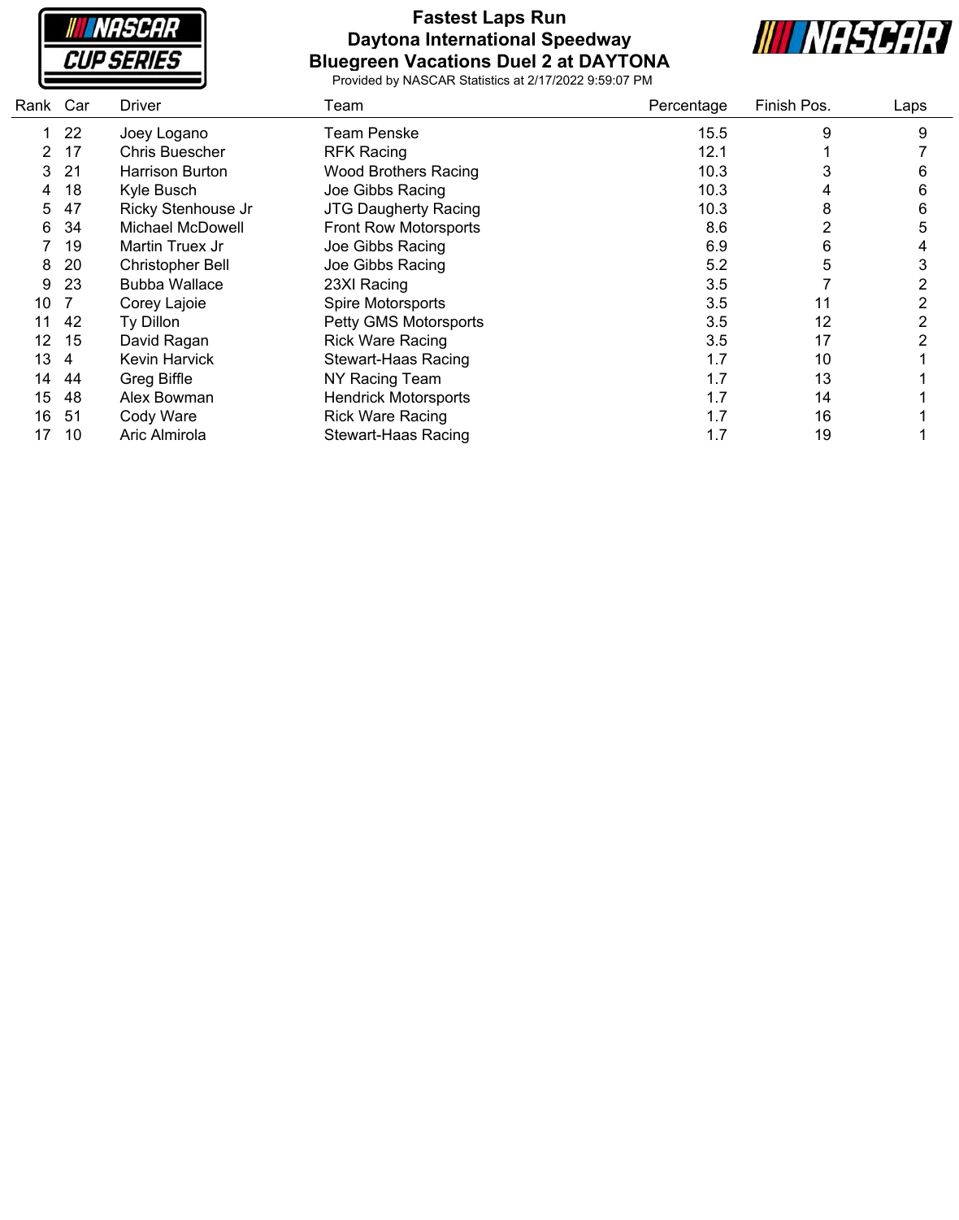# Fastest Laps Run

## Daytona International Speedway

## Bluegreen Vacations Duel 2 at DAYTONA

Provided by NASCAR Statistics at 2/17/2022 9:59:07 PM

| Rank | Car | Driver | Team | Percentage | Finish Pos. | Laps |
|---|---|---|---|---|---|---|
| 1 | 22 | Joey Logano | Team Penske | 15.5 | 9 | 9 |
| 2 | 17 | Chris Buescher | RFK Racing | 12.1 | 1 | 7 |
| 3 | 21 | Harrison Burton | Wood Brothers Racing | 10.3 | 3 | 6 |
| 4 | 18 | Kyle Busch | Joe Gibbs Racing | 10.3 | 4 | 6 |
| 5 | 47 | Ricky Stenhouse Jr | JTG Daugherty Racing | 10.3 | 8 | 6 |
| 6 | 34 | Michael McDowell | Front Row Motorsports | 8.6 | 2 | 5 |
| 7 | 19 | Martin Truex Jr | Joe Gibbs Racing | 6.9 | 6 | 4 |
| 8 | 20 | Christopher Bell | Joe Gibbs Racing | 5.2 | 5 | 3 |
| 9 | 23 | Bubba Wallace | 23XI Racing | 3.5 | 7 | 2 |
| 10 | 7 | Corey Lajoie | Spire Motorsports | 3.5 | 11 | 2 |
| 11 | 42 | Ty Dillon | Petty GMS Motorsports | 3.5 | 12 | 2 |
| 12 | 15 | David Ragan | Rick Ware Racing | 3.5 | 17 | 2 |
| 13 | 4 | Kevin Harvick | Stewart-Haas Racing | 1.7 | 10 | 1 |
| 14 | 44 | Greg Biffle | NY Racing Team | 1.7 | 13 | 1 |
| 15 | 48 | Alex Bowman | Hendrick Motorsports | 1.7 | 14 | 1 |
| 16 | 51 | Cody Ware | Rick Ware Racing | 1.7 | 16 | 1 |
| 17 | 10 | Aric Almirola | Stewart-Haas Racing | 1.7 | 19 | 1 |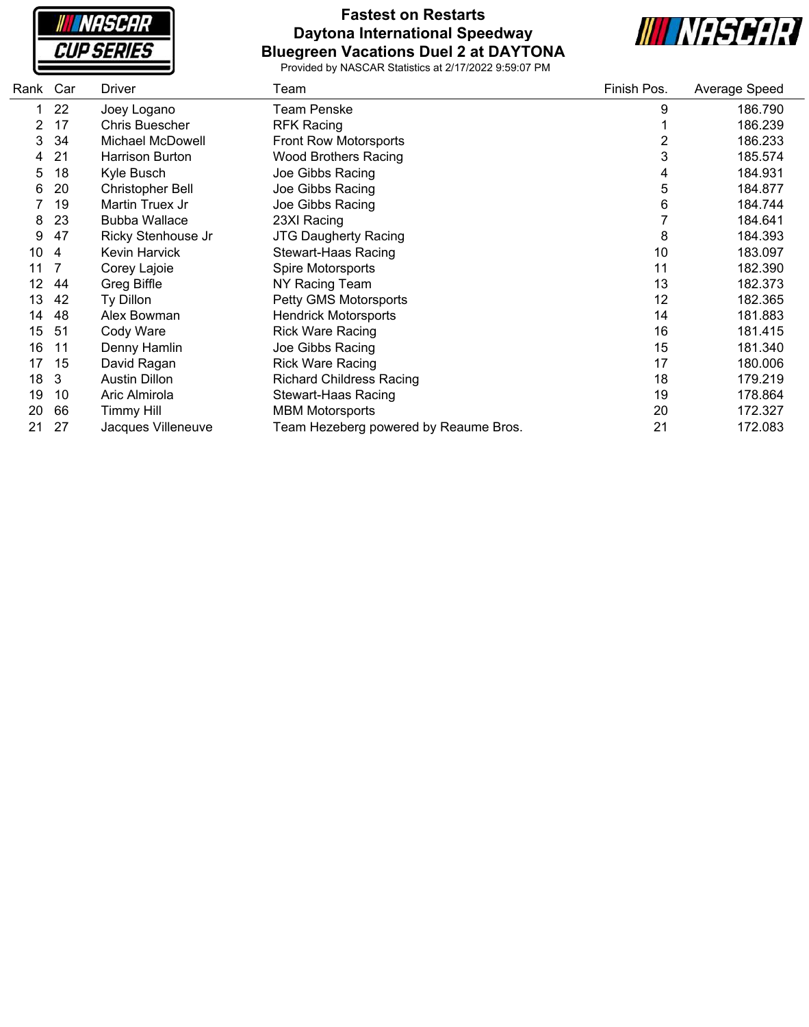# Fastest on Restarts
## Daytona International Speedway
## Bluegreen Vacations Duel 2 at DAYTONA

Provided by NASCAR Statistics at 2/17/2022 9:59:07 PM

| Rank | Car | Driver | Team | Finish Pos. | Average Speed |
|---|---|---|---|---|---|
| 1 | 22 | Joey Logano | Team Penske | 9 | 186.790 |
| 2 | 17 | Chris Buescher | RFK Racing | 1 | 186.239 |
| 3 | 34 | Michael McDowell | Front Row Motorsports | 2 | 186.233 |
| 4 | 21 | Harrison Burton | Wood Brothers Racing | 3 | 185.574 |
| 5 | 18 | Kyle Busch | Joe Gibbs Racing | 4 | 184.931 |
| 6 | 20 | Christopher Bell | Joe Gibbs Racing | 5 | 184.877 |
| 7 | 19 | Martin Truex Jr | Joe Gibbs Racing | 6 | 184.744 |
| 8 | 23 | Bubba Wallace | 23XI Racing | 7 | 184.641 |
| 9 | 47 | Ricky Stenhouse Jr | JTG Daugherty Racing | 8 | 184.393 |
| 10 | 4 | Kevin Harvick | Stewart-Haas Racing | 10 | 183.097 |
| 11 | 7 | Corey Lajoie | Spire Motorsports | 11 | 182.390 |
| 12 | 44 | Greg Biffle | NY Racing Team | 13 | 182.373 |
| 13 | 42 | Ty Dillon | Petty GMS Motorsports | 12 | 182.365 |
| 14 | 48 | Alex Bowman | Hendrick Motorsports | 14 | 181.883 |
| 15 | 51 | Cody Ware | Rick Ware Racing | 16 | 181.415 |
| 16 | 11 | Denny Hamlin | Joe Gibbs Racing | 15 | 181.340 |
| 17 | 15 | David Ragan | Rick Ware Racing | 17 | 180.006 |
| 18 | 3 | Austin Dillon | Richard Childress Racing | 18 | 179.219 |
| 19 | 10 | Aric Almirola | Stewart-Haas Racing | 19 | 178.864 |
| 20 | 66 | Timmy Hill | MBM Motorsports | 20 | 172.327 |
| 21 | 27 | Jacques Villeneuve | Team Hezeberg powered by Reaume Bros. | 21 | 172.083 |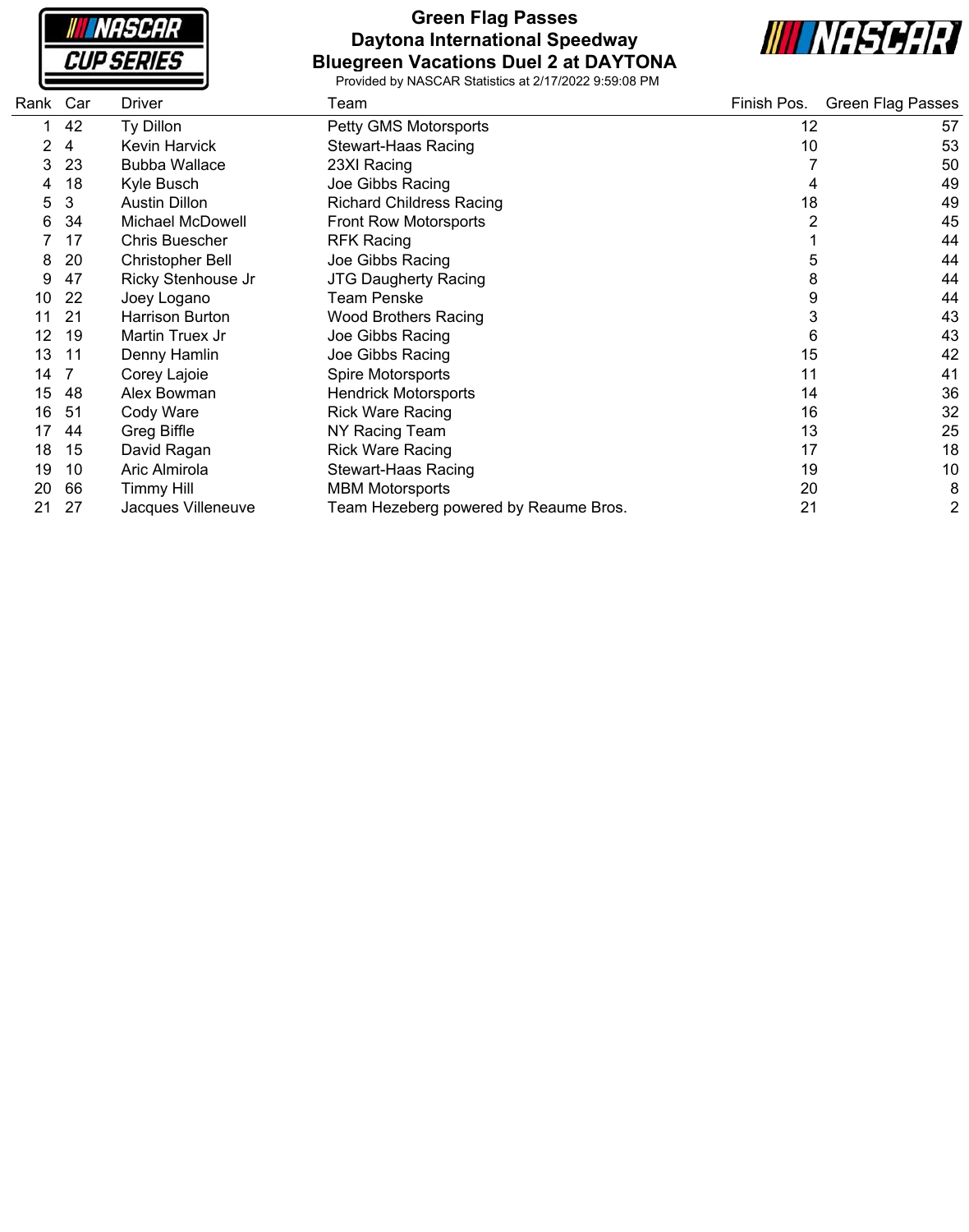# Green Flag Passes
## Daytona International Speedway
## Bluegreen Vacations Duel 2 at DAYTONA

Provided by NASCAR Statistics at 2/17/2022 9:59:08 PM

| Rank | Car | Driver | Team | Finish Pos. | Green Flag Passes |
|---|---|---|---|---|---|
| 1 | 42 | Ty Dillon | Petty GMS Motorsports | 12 | 57 |
| 2 | 4 | Kevin Harvick | Stewart-Haas Racing | 10 | 53 |
| 3 | 23 | Bubba Wallace | 23XI Racing | 7 | 50 |
| 4 | 18 | Kyle Busch | Joe Gibbs Racing | 4 | 49 |
| 5 | 3 | Austin Dillon | Richard Childress Racing | 18 | 49 |
| 6 | 34 | Michael McDowell | Front Row Motorsports | 2 | 45 |
| 7 | 17 | Chris Buescher | RFK Racing | 1 | 44 |
| 8 | 20 | Christopher Bell | Joe Gibbs Racing | 5 | 44 |
| 9 | 47 | Ricky Stenhouse Jr | JTG Daugherty Racing | 8 | 44 |
| 10 | 22 | Joey Logano | Team Penske | 9 | 44 |
| 11 | 21 | Harrison Burton | Wood Brothers Racing | 3 | 43 |
| 12 | 19 | Martin Truex Jr | Joe Gibbs Racing | 6 | 43 |
| 13 | 11 | Denny Hamlin | Joe Gibbs Racing | 15 | 42 |
| 14 | 7 | Corey Lajoie | Spire Motorsports | 11 | 41 |
| 15 | 48 | Alex Bowman | Hendrick Motorsports | 14 | 36 |
| 16 | 51 | Cody Ware | Rick Ware Racing | 16 | 32 |
| 17 | 44 | Greg Biffle | NY Racing Team | 13 | 25 |
| 18 | 15 | David Ragan | Rick Ware Racing | 17 | 18 |
| 19 | 10 | Aric Almirola | Stewart-Haas Racing | 19 | 10 |
| 20 | 66 | Timmy Hill | MBM Motorsports | 20 | 8 |
| 21 | 27 | Jacques Villeneuve | Team Hezeberg powered by Reaume Bros. | 21 | 2 |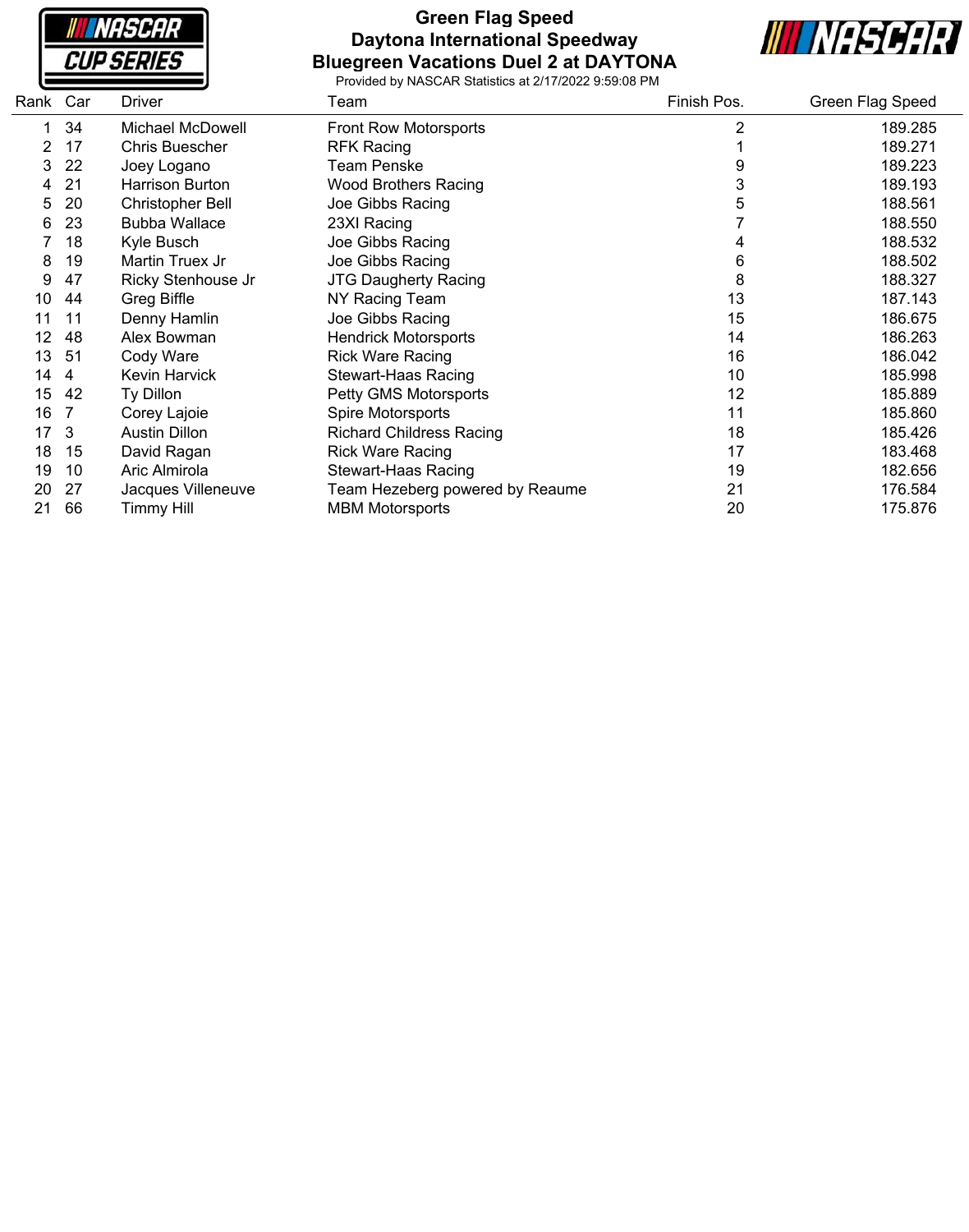# Green Flag Speed
## Daytona International Speedway
## Bluegreen Vacations Duel 2 at DAYTONA

Provided by NASCAR Statistics at 2/17/2022 9:59:08 PM

| Rank | Car | Driver | Team | Finish Pos. | Green Flag Speed |
|---|---|---|---|---|---|
| 1 | 34 | Michael McDowell | Front Row Motorsports | 2 | 189.285 |
| 2 | 17 | Chris Buescher | RFK Racing | 1 | 189.271 |
| 3 | 22 | Joey Logano | Team Penske | 9 | 189.223 |
| 4 | 21 | Harrison Burton | Wood Brothers Racing | 3 | 189.193 |
| 5 | 20 | Christopher Bell | Joe Gibbs Racing | 5 | 188.561 |
| 6 | 23 | Bubba Wallace | 23XI Racing | 7 | 188.550 |
| 7 | 18 | Kyle Busch | Joe Gibbs Racing | 4 | 188.532 |
| 8 | 19 | Martin Truex Jr | Joe Gibbs Racing | 6 | 188.502 |
| 9 | 47 | Ricky Stenhouse Jr | JTG Daugherty Racing | 8 | 188.327 |
| 10 | 44 | Greg Biffle | NY Racing Team | 13 | 187.143 |
| 11 | 11 | Denny Hamlin | Joe Gibbs Racing | 15 | 186.675 |
| 12 | 48 | Alex Bowman | Hendrick Motorsports | 14 | 186.263 |
| 13 | 51 | Cody Ware | Rick Ware Racing | 16 | 186.042 |
| 14 | 4 | Kevin Harvick | Stewart-Haas Racing | 10 | 185.998 |
| 15 | 42 | Ty Dillon | Petty GMS Motorsports | 12 | 185.889 |
| 16 | 7 | Corey Lajoie | Spire Motorsports | 11 | 185.860 |
| 17 | 3 | Austin Dillon | Richard Childress Racing | 18 | 185.426 |
| 18 | 15 | David Ragan | Rick Ware Racing | 17 | 183.468 |
| 19 | 10 | Aric Almirola | Stewart-Haas Racing | 19 | 182.656 |
| 20 | 27 | Jacques Villeneuve | Team Hezeberg powered by Reaume | 21 | 176.584 |
| 21 | 66 | Timmy Hill | MBM Motorsports | 20 | 175.876 |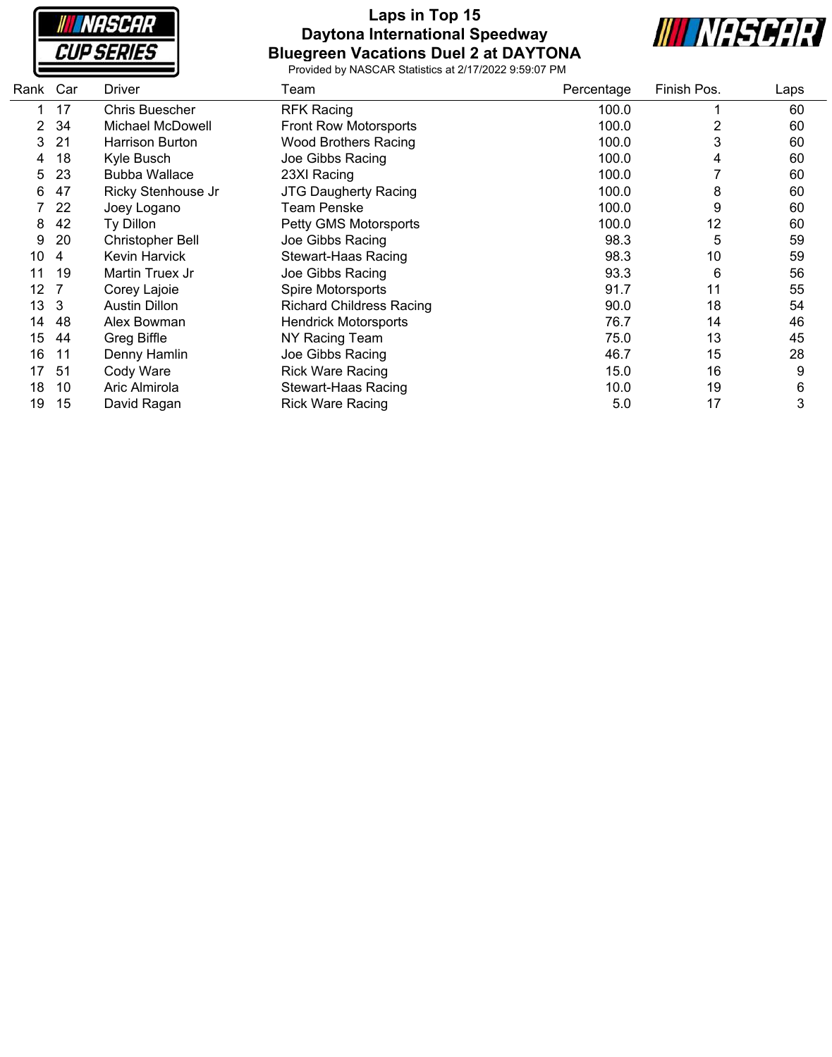# Laps in Top 15

## Daytona International Speedway

## Bluegreen Vacations Duel 2 at DAYTONA

Provided by NASCAR Statistics at 2/17/2022 9:59:07 PM

| Rank | Car | Driver | Team | Percentage | Finish Pos. | Laps |
|---|---|---|---|---|---|---|
| 1 | 17 | Chris Buescher | RFK Racing | 100.0 | 1 | 60 |
| 2 | 34 | Michael McDowell | Front Row Motorsports | 100.0 | 2 | 60 |
| 3 | 21 | Harrison Burton | Wood Brothers Racing | 100.0 | 3 | 60 |
| 4 | 18 | Kyle Busch | Joe Gibbs Racing | 100.0 | 4 | 60 |
| 5 | 23 | Bubba Wallace | 23XI Racing | 100.0 | 7 | 60 |
| 6 | 47 | Ricky Stenhouse Jr | JTG Daugherty Racing | 100.0 | 8 | 60 |
| 7 | 22 | Joey Logano | Team Penske | 100.0 | 9 | 60 |
| 8 | 42 | Ty Dillon | Petty GMS Motorsports | 100.0 | 12 | 60 |
| 9 | 20 | Christopher Bell | Joe Gibbs Racing | 98.3 | 5 | 59 |
| 10 | 4 | Kevin Harvick | Stewart-Haas Racing | 98.3 | 10 | 59 |
| 11 | 19 | Martin Truex Jr | Joe Gibbs Racing | 93.3 | 6 | 56 |
| 12 | 7 | Corey Lajoie | Spire Motorsports | 91.7 | 11 | 55 |
| 13 | 3 | Austin Dillon | Richard Childress Racing | 90.0 | 18 | 54 |
| 14 | 48 | Alex Bowman | Hendrick Motorsports | 76.7 | 14 | 46 |
| 15 | 44 | Greg Biffle | NY Racing Team | 75.0 | 13 | 45 |
| 16 | 11 | Denny Hamlin | Joe Gibbs Racing | 46.7 | 15 | 28 |
| 17 | 51 | Cody Ware | Rick Ware Racing | 15.0 | 16 | 9 |
| 18 | 10 | Aric Almirola | Stewart-Haas Racing | 10.0 | 19 | 6 |
| 19 | 15 | David Ragan | Rick Ware Racing | 5.0 | 17 | 3 |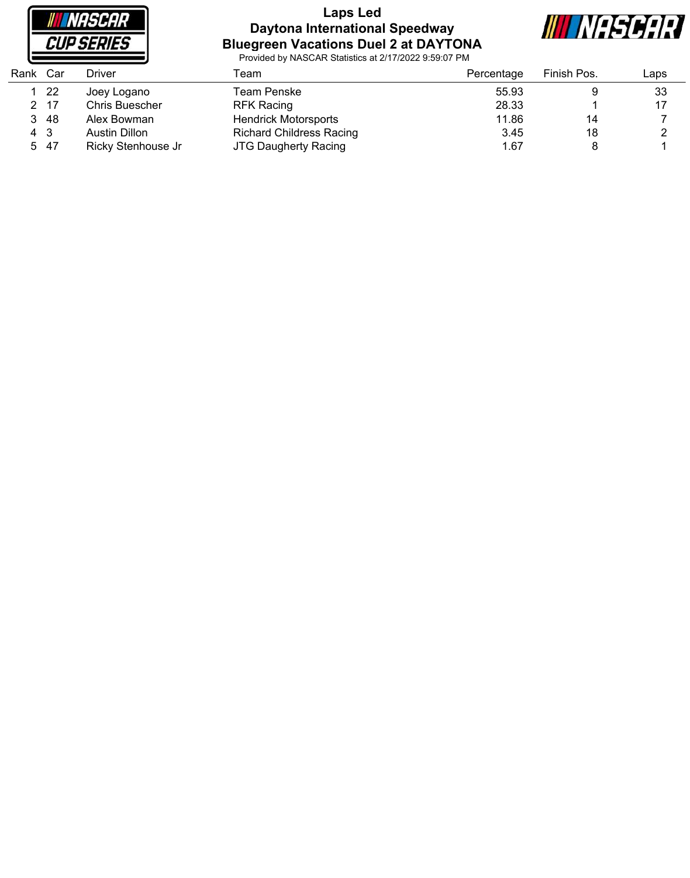# Laps Led

## Daytona International Speedway

## Bluegreen Vacations Duel 2 at DAYTONA

Provided by NASCAR Statistics at 2/17/2022 9:59:07 PM

| Rank | Car | Driver | Team | Percentage | Finish Pos. | Laps |
|---|---|---|---|---|---|---|
| 1 | 22 | Joey Logano | Team Penske | 55.93 | 9 | 33 |
| 2 | 17 | Chris Buescher | RFK Racing | 28.33 | 1 | 17 |
| 3 | 48 | Alex Bowman | Hendrick Motorsports | 11.86 | 14 | 7 |
| 4 | 3 | Austin Dillon | Richard Childress Racing | 3.45 | 18 | 2 |
| 5 | 47 | Ricky Stenhouse Jr | JTG Daugherty Racing | 1.67 | 8 | 1 |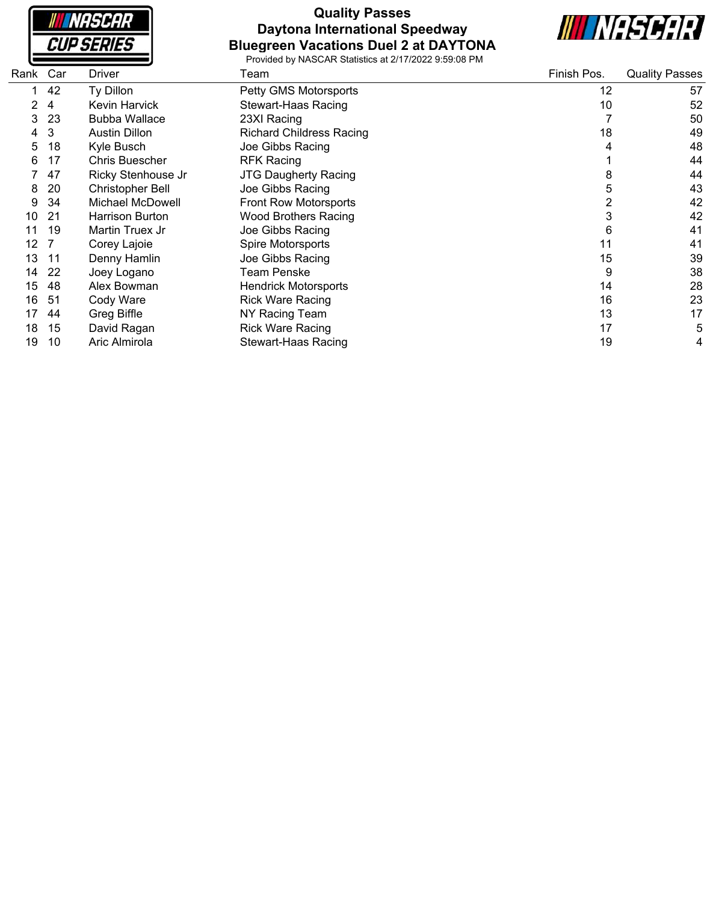# Quality Passes
## Daytona International Speedway
## Bluegreen Vacations Duel 2 at DAYTONA

Provided by NASCAR Statistics at 2/17/2022 9:59:08 PM

| Rank | Car | Driver | Team | Finish Pos. | Quality Passes |
|---|---|---|---|---|---|
| 1 | 42 | Ty Dillon | Petty GMS Motorsports | 12 | 57 |
| 2 | 4 | Kevin Harvick | Stewart-Haas Racing | 10 | 52 |
| 3 | 23 | Bubba Wallace | 23XI Racing | 7 | 50 |
| 4 | 3 | Austin Dillon | Richard Childress Racing | 18 | 49 |
| 5 | 18 | Kyle Busch | Joe Gibbs Racing | 4 | 48 |
| 6 | 17 | Chris Buescher | RFK Racing | 1 | 44 |
| 7 | 47 | Ricky Stenhouse Jr | JTG Daugherty Racing | 8 | 44 |
| 8 | 20 | Christopher Bell | Joe Gibbs Racing | 5 | 43 |
| 9 | 34 | Michael McDowell | Front Row Motorsports | 2 | 42 |
| 10 | 21 | Harrison Burton | Wood Brothers Racing | 3 | 42 |
| 11 | 19 | Martin Truex Jr | Joe Gibbs Racing | 6 | 41 |
| 12 | 7 | Corey Lajoie | Spire Motorsports | 11 | 41 |
| 13 | 11 | Denny Hamlin | Joe Gibbs Racing | 15 | 39 |
| 14 | 22 | Joey Logano | Team Penske | 9 | 38 |
| 15 | 48 | Alex Bowman | Hendrick Motorsports | 14 | 28 |
| 16 | 51 | Cody Ware | Rick Ware Racing | 16 | 23 |
| 17 | 44 | Greg Biffle | NY Racing Team | 13 | 17 |
| 18 | 15 | David Ragan | Rick Ware Racing | 17 | 5 |
| 19 | 10 | Aric Almirola | Stewart-Haas Racing | 19 | 4 |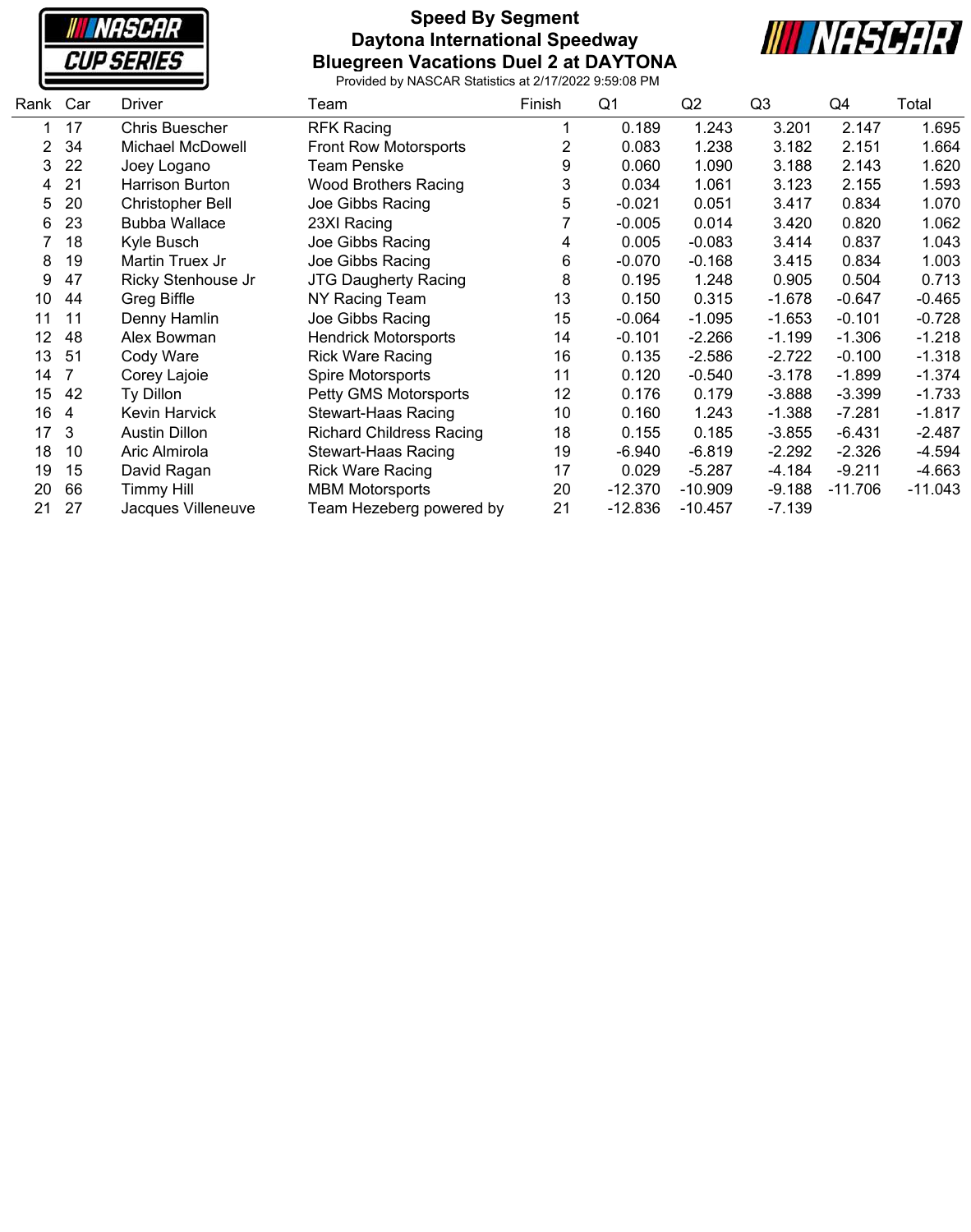# Speed By Segment

## Daytona International Speedway

## Bluegreen Vacations Duel 2 at DAYTONA

Provided by NASCAR Statistics at 2/17/2022 9:59:08 PM

| Rank | Car | Driver | Team | Finish | Q1 | Q2 | Q3 | Q4 | Total |
|---|---|---|---|---|---|---|---|---|---|
| 1 | 17 | Chris Buescher | RFK Racing | 1 | 0.189 | 1.243 | 3.201 | 2.147 | 1.695 |
| 2 | 34 | Michael McDowell | Front Row Motorsports | 2 | 0.083 | 1.238 | 3.182 | 2.151 | 1.664 |
| 3 | 22 | Joey Logano | Team Penske | 9 | 0.060 | 1.090 | 3.188 | 2.143 | 1.620 |
| 4 | 21 | Harrison Burton | Wood Brothers Racing | 3 | 0.034 | 1.061 | 3.123 | 2.155 | 1.593 |
| 5 | 20 | Christopher Bell | Joe Gibbs Racing | 5 | -0.021 | 0.051 | 3.417 | 0.834 | 1.070 |
| 6 | 23 | Bubba Wallace | 23XI Racing | 7 | -0.005 | 0.014 | 3.420 | 0.820 | 1.062 |
| 7 | 18 | Kyle Busch | Joe Gibbs Racing | 4 | 0.005 | -0.083 | 3.414 | 0.837 | 1.043 |
| 8 | 19 | Martin Truex Jr | Joe Gibbs Racing | 6 | -0.070 | -0.168 | 3.415 | 0.834 | 1.003 |
| 9 | 47 | Ricky Stenhouse Jr | JTG Daugherty Racing | 8 | 0.195 | 1.248 | 0.905 | 0.504 | 0.713 |
| 10 | 44 | Greg Biffle | NY Racing Team | 13 | 0.150 | 0.315 | -1.678 | -0.647 | -0.465 |
| 11 | 11 | Denny Hamlin | Joe Gibbs Racing | 15 | -0.064 | -1.095 | -1.653 | -0.101 | -0.728 |
| 12 | 48 | Alex Bowman | Hendrick Motorsports | 14 | -0.101 | -2.266 | -1.199 | -1.306 | -1.218 |
| 13 | 51 | Cody Ware | Rick Ware Racing | 16 | 0.135 | -2.586 | -2.722 | -0.100 | -1.318 |
| 14 | 7 | Corey Lajoie | Spire Motorsports | 11 | 0.120 | -0.540 | -3.178 | -1.899 | -1.374 |
| 15 | 42 | Ty Dillon | Petty GMS Motorsports | 12 | 0.176 | 0.179 | -3.888 | -3.399 | -1.733 |
| 16 | 4 | Kevin Harvick | Stewart-Haas Racing | 10 | 0.160 | 1.243 | -1.388 | -7.281 | -1.817 |
| 17 | 3 | Austin Dillon | Richard Childress Racing | 18 | 0.155 | 0.185 | -3.855 | -6.431 | -2.487 |
| 18 | 10 | Aric Almirola | Stewart-Haas Racing | 19 | -6.940 | -6.819 | -2.292 | -2.326 | -4.594 |
| 19 | 15 | David Ragan | Rick Ware Racing | 17 | 0.029 | -5.287 | -4.184 | -9.211 | -4.663 |
| 20 | 66 | Timmy Hill | MBM Motorsports | 20 | -12.370 | -10.909 | -9.188 | -11.706 | -11.043 |
| 21 | 27 | Jacques Villeneuve | Team Hezeberg powered by | 21 | -12.836 | -10.457 | -7.139 | | |